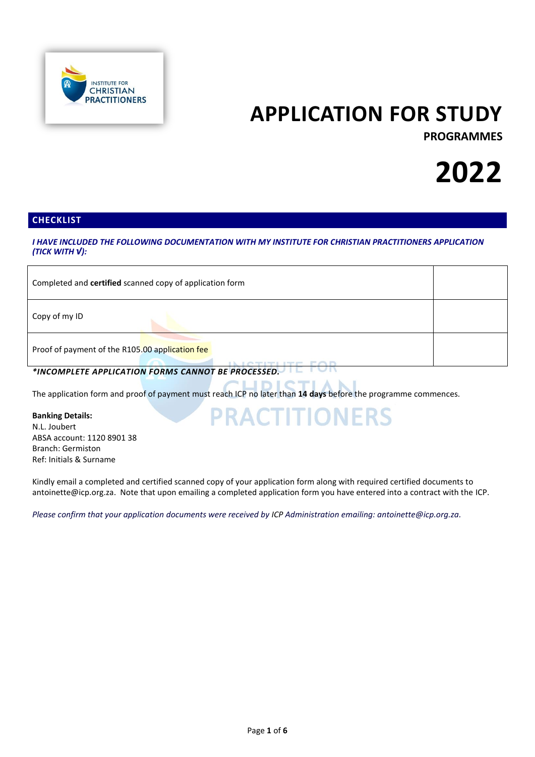# APPLICATION FOR STUDY

**PROGRAMMES**

# 2022

## CHECKLIST

***I HAVE INCLUDED THE FOLLOWING DOCUMENTATION WITH MY INSTITUTE FOR CHRISTIAN PRACTITIONERS APPLICATION (TICK WITH √):***

| | |
|---|---|
| Completed and **certified** scanned copy of application form | |
| Copy of my ID | |
| Proof of payment of the R105.00 application fee | |

***\*INCOMPLETE APPLICATION FORMS CANNOT BE PROCESSED.***

The application form and proof of payment must reach ICP no later than **14 days** before the programme commences.

**Banking Details:**
N.L. Joubert
ABSA account: 1120 8901 38
Branch: Germiston
Ref: Initials & Surname

Kindly email a completed and certified scanned copy of your application form along with required certified documents to antoinette@icp.org.za. Note that upon emailing a completed application form you have entered into a contract with the ICP.

*Please confirm that your application documents were received by ICP Administration emailing: antoinette@icp.org.za.*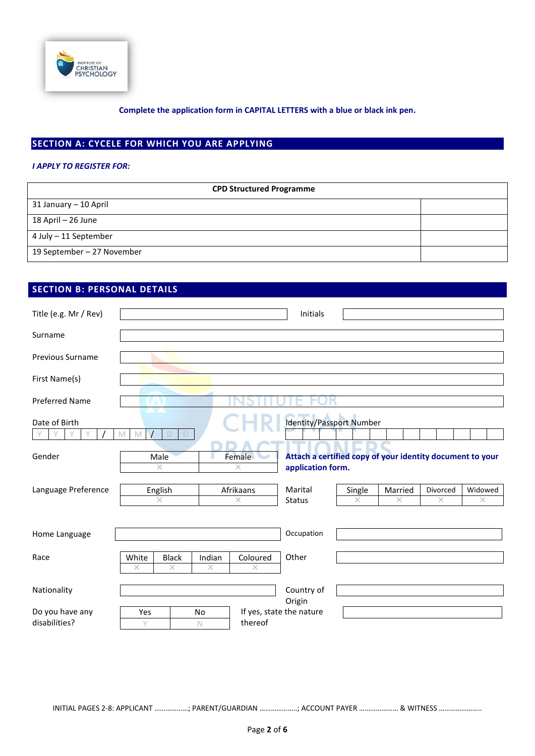Complete the application form in CAPITAL LETTERS with a blue or black ink pen.

## SECTION A: CYCELE FOR WHICH YOU ARE APPLYING

***I APPLY TO REGISTER FOR:***

| CPD Structured Programme | |
|---|---|
| 31 January – 10 April | |
| 18 April – 26 June | |
| 4 July – 11 September | |
| 19 September – 27 November | |

## SECTION B: PERSONAL DETAILS

| | | | |
|---|---|---|---|
| Title (e.g. Mr / Rev) | | Initials | |
| Surname | | | |
| Previous Surname | | | |
| First Name(s) | | | |
| Preferred Name | | | |

Date of Birth: Y Y Y Y / M M / D D

Identity/Passport Number:

| Gender | Male | Female |
|---|---|---|
| | × | × |

**Attach a certified copy of your identity document to your application form.**

| Language Preference | English | Afrikaans |
|---|---|---|
| | × | × |

| Marital Status | Single | Married | Divorced | Widowed |
|---|---|---|---|---|
| | × | × | × | × |

| | | | |
|---|---|---|---|
| Home Language | | Occupation | |

| Race | White | Black | Indian | Coloured |
|---|---|---|---|---|
| | × | × | × | × |

Other:

| | | | |
|---|---|---|---|
| Nationality | | Country of Origin | |

| Do you have any disabilities? | Yes | No |
|---|---|---|
| | Y | N |

If yes, state the nature thereof:

INITIAL PAGES 2-8: APPLICANT ………………; PARENT/GUARDIAN ………………..; ACCOUNT PAYER ………………… & WITNESS …………………..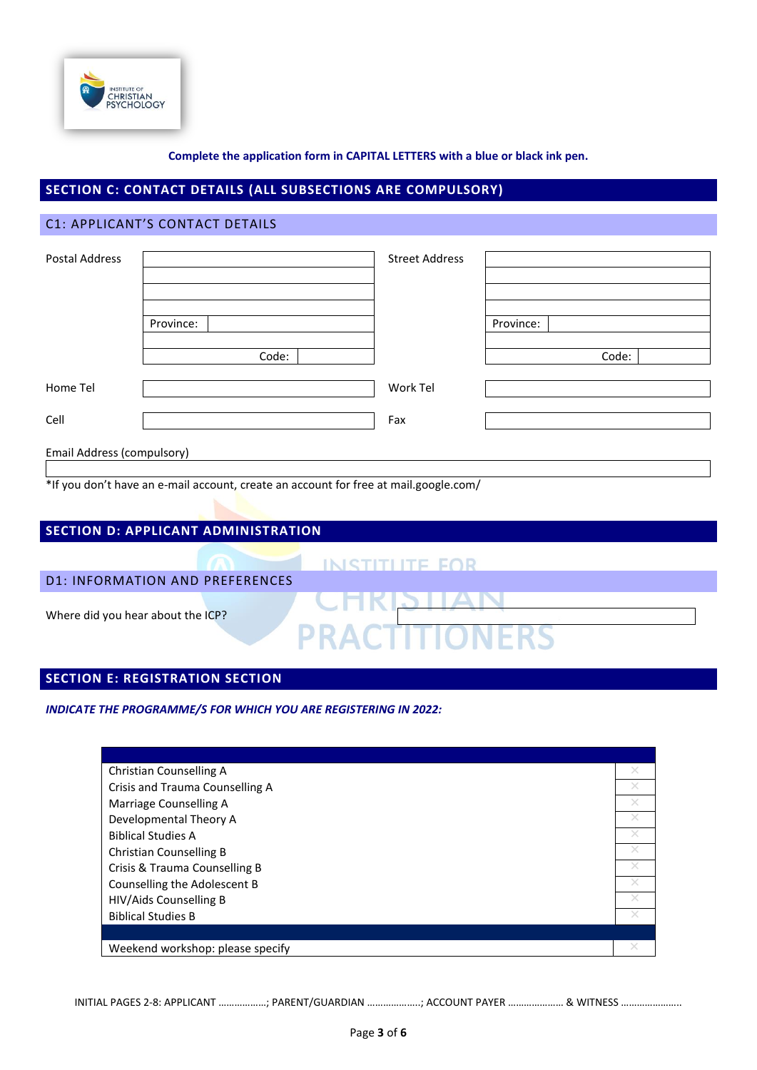**Complete the application form in CAPITAL LETTERS with a blue or black ink pen.**

## SECTION C: CONTACT DETAILS (ALL SUBSECTIONS ARE COMPULSORY)

### C1: APPLICANT'S CONTACT DETAILS

| Postal Address | | Street Address | |
|---|---|---|---|
| | | | |
| | | | |
| | | | |
| | | | |
| | Province: | | Province: |
| | | | |
| | Code: | | Code: |
| Home Tel | | Work Tel | |
| Cell | | Fax | |

Email Address (compulsory)

| |
|---|

*If you don't have an e-mail account, create an account for free at mail.google.com/

## SECTION D: APPLICANT ADMINISTRATION

### D1: INFORMATION AND PREFERENCES

Where did you hear about the ICP?

## SECTION E: REGISTRATION SECTION

***INDICATE THE PROGRAMME/S FOR WHICH YOU ARE REGISTERING IN 2022:***

| | |
|---|---|
| Christian Counselling A | |
| Crisis and Trauma Counselling A | |
| Marriage Counselling A | |
| Developmental Theory A | |
| Biblical Studies A | |
| Christian Counselling B | |
| Crisis & Trauma Counselling B | |
| Counselling the Adolescent B | |
| HIV/Aids Counselling B | |
| Biblical Studies B | |
| | |
| Weekend workshop: please specify | |

INITIAL PAGES 2-8: APPLICANT ………………; PARENT/GUARDIAN ………………..; ACCOUNT PAYER ………………… & WITNESS …………………..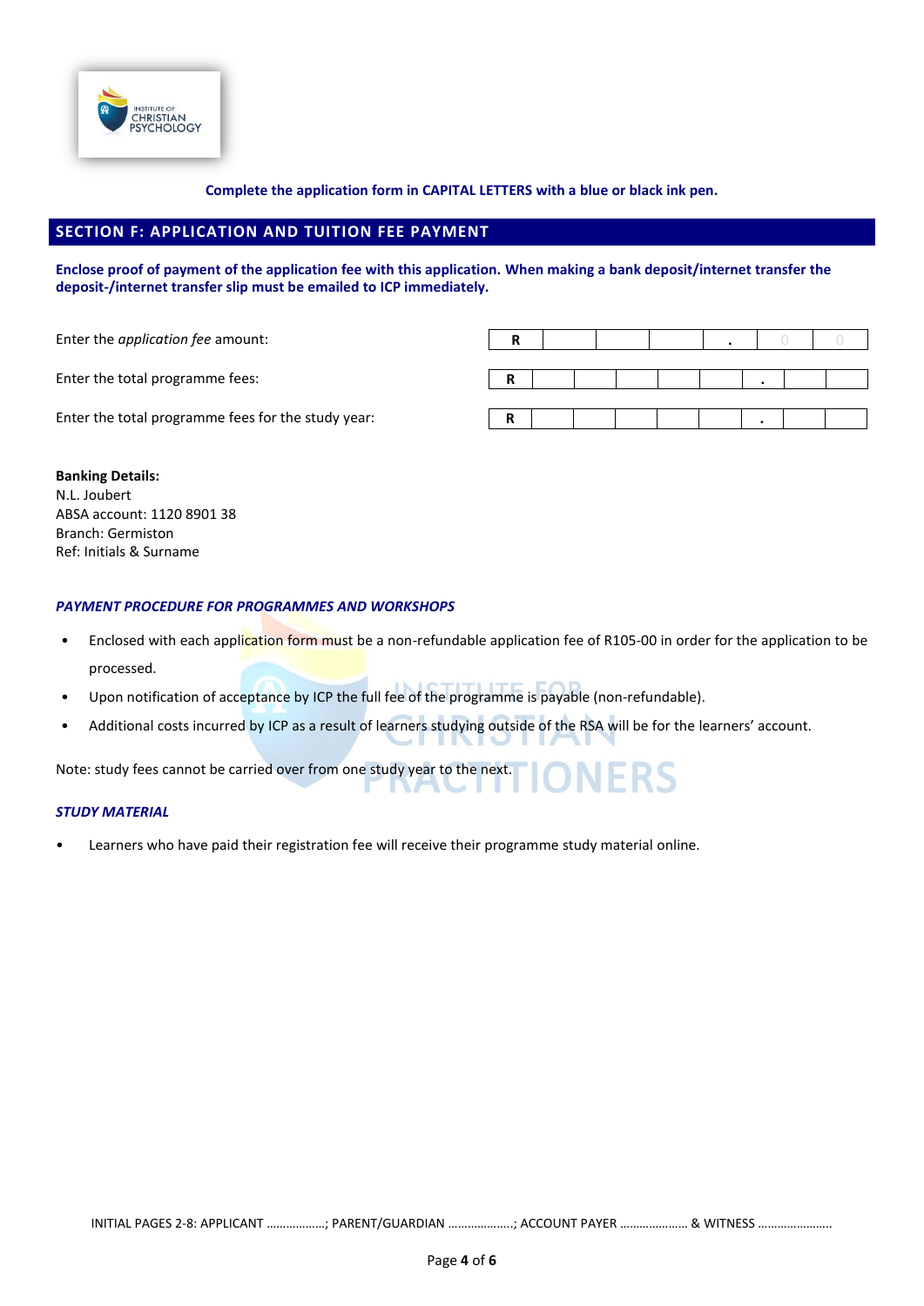Complete the application form in CAPITAL LETTERS with a blue or black ink pen.

## SECTION F: APPLICATION AND TUITION FEE PAYMENT

**Enclose proof of payment of the application fee with this application. When making a bank deposit/internet transfer the deposit-/internet transfer slip must be emailed to ICP immediately.**

| | | | | | | | | |
|---|---|---|---|---|---|---|---|---|
| Enter the *application fee* amount: | R | | | | . | 0 | 0 | |
| Enter the total programme fees: | R | | | | | . | | |
| Enter the total programme fees for the study year: | R | | | | | . | | |

**Banking Details:**
N.L. Joubert
ABSA account: 1120 8901 38
Branch: Germiston
Ref: Initials & Surname

### *PAYMENT PROCEDURE FOR PROGRAMMES AND WORKSHOPS*

- Enclosed with each application form must be a non-refundable application fee of R105-00 in order for the application to be processed.
- Upon notification of acceptance by ICP the full fee of the programme is payable (non-refundable).
- Additional costs incurred by ICP as a result of learners studying outside of the RSA will be for the learners' account.

Note: study fees cannot be carried over from one study year to the next.

### *STUDY MATERIAL*

- Learners who have paid their registration fee will receive their programme study material online.

INITIAL PAGES 2-8: APPLICANT ………………; PARENT/GUARDIAN ………………..; ACCOUNT PAYER ………………… & WITNESS …………………..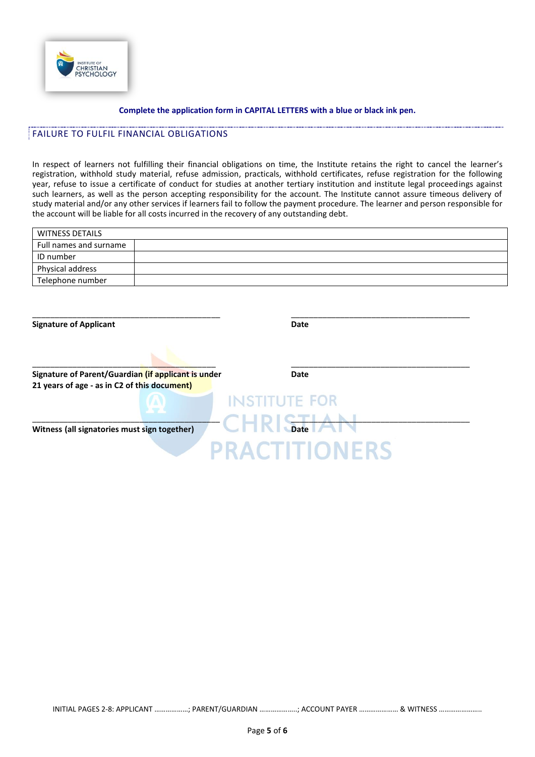**Complete the application form in CAPITAL LETTERS with a blue or black ink pen.**

## FAILURE TO FULFIL FINANCIAL OBLIGATIONS

In respect of learners not fulfilling their financial obligations on time, the Institute retains the right to cancel the learner's registration, withhold study material, refuse admission, practicals, withhold certificates, refuse registration for the following year, refuse to issue a certificate of conduct for studies at another tertiary institution and institute legal proceedings against such learners, as well as the person accepting responsibility for the account. The Institute cannot assure timeous delivery of study material and/or any other services if learners fail to follow the payment procedure. The learner and person responsible for the account will be liable for all costs incurred in the recovery of any outstanding debt.

| WITNESS DETAILS | |
|---|---|
| Full names and surname | |
| ID number | |
| Physical address | |
| Telephone number | |

_____________________________________________ &nbsp;&nbsp;&nbsp;&nbsp; _____________________________________________

**Signature of Applicant** &nbsp;&nbsp;&nbsp;&nbsp; **Date**

_____________________________________________ &nbsp;&nbsp;&nbsp;&nbsp; _____________________________________________

**Signature of Parent/Guardian (if applicant is under 21 years of age - as in C2 of this document)** &nbsp;&nbsp;&nbsp;&nbsp; **Date**

_____________________________________________ &nbsp;&nbsp;&nbsp;&nbsp; _____________________________________________

**Witness (all signatories must sign together)** &nbsp;&nbsp;&nbsp;&nbsp; **Date**

INITIAL PAGES 2-8: APPLICANT ………………; PARENT/GUARDIAN ………………..; ACCOUNT PAYER ………………… & WITNESS …………………..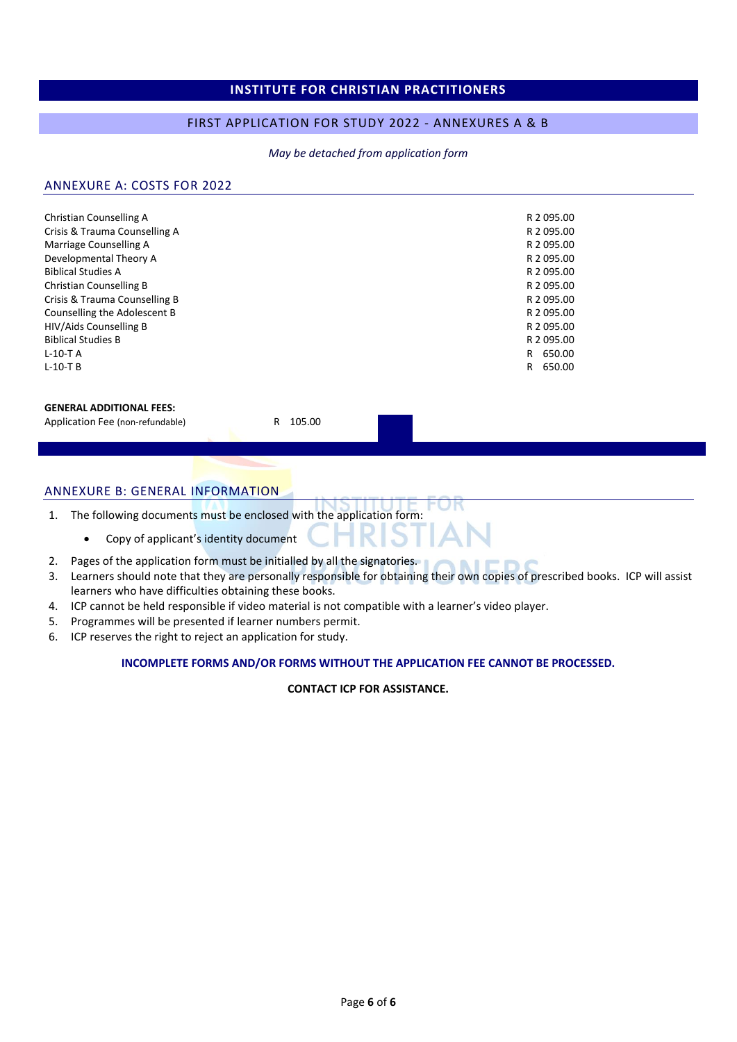# INSTITUTE FOR CHRISTIAN PRACTITIONERS

## FIRST APPLICATION FOR STUDY 2022 - ANNEXURES A & B

*May be detached from application form*

## ANNEXURE A: COSTS FOR 2022

| | |
|---|---|
| Christian Counselling A | R 2 095.00 |
| Crisis & Trauma Counselling A | R 2 095.00 |
| Marriage Counselling A | R 2 095.00 |
| Developmental Theory A | R 2 095.00 |
| Biblical Studies A | R 2 095.00 |
| Christian Counselling B | R 2 095.00 |
| Crisis & Trauma Counselling B | R 2 095.00 |
| Counselling the Adolescent B | R 2 095.00 |
| HIV/Aids Counselling B | R 2 095.00 |
| Biblical Studies B | R 2 095.00 |
| L-10-T A | R 650.00 |
| L-10-T B | R 650.00 |

**GENERAL ADDITIONAL FEES:**

| | |
|---|---|
| Application Fee (non-refundable) | R 105.00 |

## ANNEXURE B: GENERAL INFORMATION

1. The following documents must be enclosed with the application form:
   - Copy of applicant's identity document
2. Pages of the application form must be initialled by all the signatories.
3. Learners should note that they are personally responsible for obtaining their own copies of prescribed books. ICP will assist learners who have difficulties obtaining these books.
4. ICP cannot be held responsible if video material is not compatible with a learner's video player.
5. Programmes will be presented if learner numbers permit.
6. ICP reserves the right to reject an application for study.

**INCOMPLETE FORMS AND/OR FORMS WITHOUT THE APPLICATION FEE CANNOT BE PROCESSED.**

**CONTACT ICP FOR ASSISTANCE.**